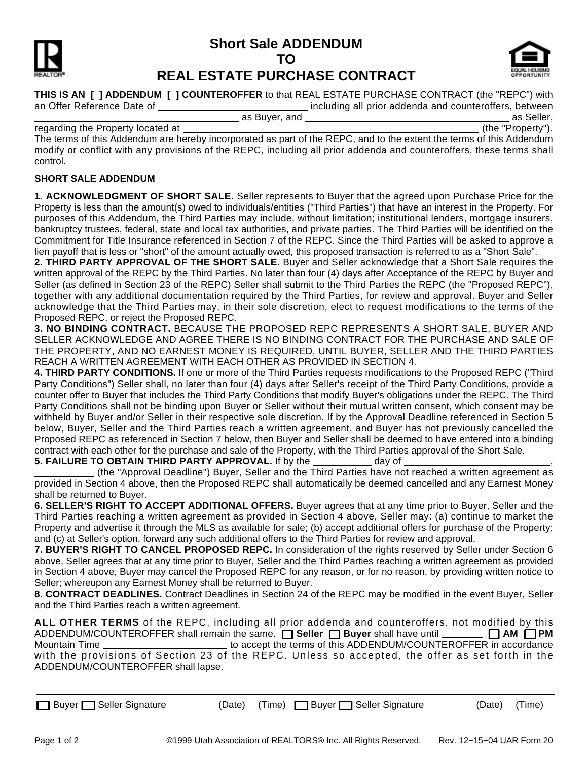# Short Sale ADDENDUM TO REAL ESTATE PURCHASE CONTRACT

**THIS IS AN [ ] ADDENDUM [ ] COUNTEROFFER** to that REAL ESTATE PURCHASE CONTRACT (the "REPC") with an Offer Reference Date of ____________________ including all prior addenda and counteroffers, between ____________________ as Buyer, and ____________________ as Seller, regarding the Property located at ____________________ (the "Property"). The terms of this Addendum are hereby incorporated as part of the REPC, and to the extent the terms of this Addendum modify or conflict with any provisions of the REPC, including all prior addenda and counteroffers, these terms shall control.

**SHORT SALE ADDENDUM**

**1. ACKNOWLEDGMENT OF SHORT SALE.** Seller represents to Buyer that the agreed upon Purchase Price for the Property is less than the amount(s) owed to individuals/entities ("Third Parties") that have an interest in the Property. For purposes of this Addendum, the Third Parties may include, without limitation; institutional lenders, mortgage insurers, bankruptcy trustees, federal, state and local tax authorities, and private parties. The Third Parties will be identified on the Commitment for Title Insurance referenced in Section 7 of the REPC. Since the Third Parties will be asked to approve a lien payoff that is less or "short" of the amount actually owed, this proposed transaction is referred to as a "Short Sale".

**2. THIRD PARTY APPROVAL OF THE SHORT SALE.** Buyer and Seller acknowledge that a Short Sale requires the written approval of the REPC by the Third Parties. No later than four (4) days after Acceptance of the REPC by Buyer and Seller (as defined in Section 23 of the REPC) Seller shall submit to the Third Parties the REPC (the "Proposed REPC"), together with any additional documentation required by the Third Parties, for review and approval. Buyer and Seller acknowledge that the Third Parties may, in their sole discretion, elect to request modifications to the terms of the Proposed REPC, or reject the Proposed REPC.

**3. NO BINDING CONTRACT.** BECAUSE THE PROPOSED REPC REPRESENTS A SHORT SALE, BUYER AND SELLER ACKNOWLEDGE AND AGREE THERE IS NO BINDING CONTRACT FOR THE PURCHASE AND SALE OF THE PROPERTY, AND NO EARNEST MONEY IS REQUIRED, UNTIL BUYER, SELLER AND THE THIRD PARTIES REACH A WRITTEN AGREEMENT WITH EACH OTHER AS PROVIDED IN SECTION 4.

**4. THIRD PARTY CONDITIONS.** If one or more of the Third Parties requests modifications to the Proposed REPC ("Third Party Conditions") Seller shall, no later than four (4) days after Seller's receipt of the Third Party Conditions, provide a counter offer to Buyer that includes the Third Party Conditions that modify Buyer's obligations under the REPC. The Third Party Conditions shall not be binding upon Buyer or Seller without their mutual written consent, which consent may be withheld by Buyer and/or Seller in their respective sole discretion. If by the Approval Deadline referenced in Section 5 below, Buyer, Seller and the Third Parties reach a written agreement, and Buyer has not previously cancelled the Proposed REPC as referenced in Section 7 below, then Buyer and Seller shall be deemed to have entered into a binding contract with each other for the purchase and sale of the Property, with the Third Parties approval of the Short Sale.

**5. FAILURE TO OBTAIN THIRD PARTY APPROVAL.** If by the __________ day of ____________________, __________ (the "Approval Deadline") Buyer, Seller and the Third Parties have not reached a written agreement as provided in Section 4 above, then the Proposed REPC shall automatically be deemed cancelled and any Earnest Money shall be returned to Buyer.

**6. SELLER'S RIGHT TO ACCEPT ADDITIONAL OFFERS.** Buyer agrees that at any time prior to Buyer, Seller and the Third Parties reaching a written agreement as provided in Section 4 above, Seller may: (a) continue to market the Property and advertise it through the MLS as available for sale; (b) accept additional offers for purchase of the Property; and (c) at Seller's option, forward any such additional offers to the Third Parties for review and approval.

**7. BUYER'S RIGHT TO CANCEL PROPOSED REPC.** In consideration of the rights reserved by Seller under Section 6 above, Seller agrees that at any time prior to Buyer, Seller and the Third Parties reaching a written agreement as provided in Section 4 above, Buyer may cancel the Proposed REPC for any reason, or for no reason, by providing written notice to Seller; whereupon any Earnest Money shall be returned to Buyer.

**8. CONTRACT DEADLINES.** Contract Deadlines in Section 24 of the REPC may be modified in the event Buyer, Seller and the Third Parties reach a written agreement.

**ALL OTHER TERMS** of the REPC, including all prior addenda and counteroffers, not modified by this ADDENDUM/COUNTEROFFER shall remain the same. [ ] **Seller** [ ] **Buyer** shall have until ________ [ ] **AM** [ ] **PM** Mountain Time ____________________ to accept the terms of this ADDENDUM/COUNTEROFFER in accordance with the provisions of Section 23 of the REPC. Unless so accepted, the offer as set forth in the ADDENDUM/COUNTEROFFER shall lapse.

| [ ] Buyer [ ] Seller Signature | (Date) | (Time) | [ ] Buyer [ ] Seller Signature | (Date) | (Time) |
|---|---|---|---|---|---|

©1999 Utah Association of REALTORS® Inc. All Rights Reserved. Rev. 12-15-04 UAR Form 20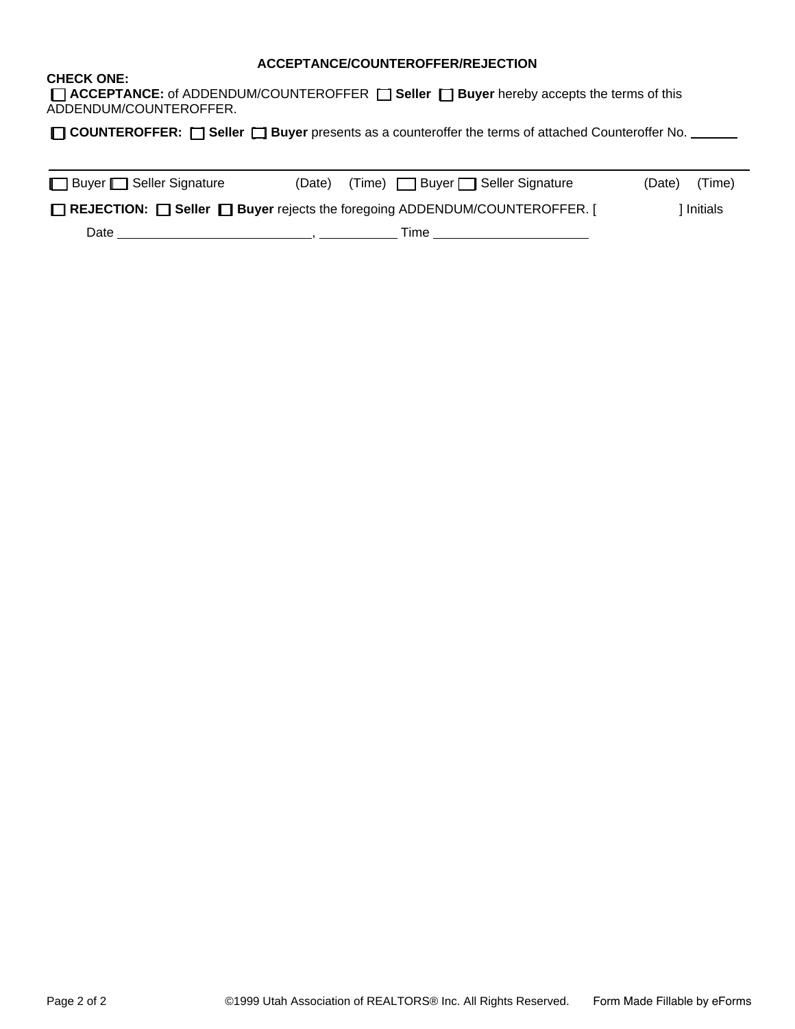## ACCEPTANCE/COUNTEROFFER/REJECTION

**CHECK ONE:**

☐ **ACCEPTANCE:** of ADDENDUM/COUNTEROFFER ☐ **Seller** ☐ **Buyer** hereby accepts the terms of this ADDENDUM/COUNTEROFFER.

☐ **COUNTEROFFER:** ☐ **Seller** ☐ **Buyer** presents as a counteroffer the terms of attached Counteroffer No. ______

______________________________________________________________________________________

☐ Buyer ☐ Seller Signature (Date) (Time) ☐ Buyer ☐ Seller Signature (Date) (Time)

☐ **REJECTION:** ☐ **Seller** ☐ **Buyer** rejects the foregoing ADDENDUM/COUNTEROFFER. [ ] Initials

Date ____________________________, ___________ Time ______________________

©1999 Utah Association of REALTORS® Inc. All Rights Reserved. Form Made Fillable by eForms